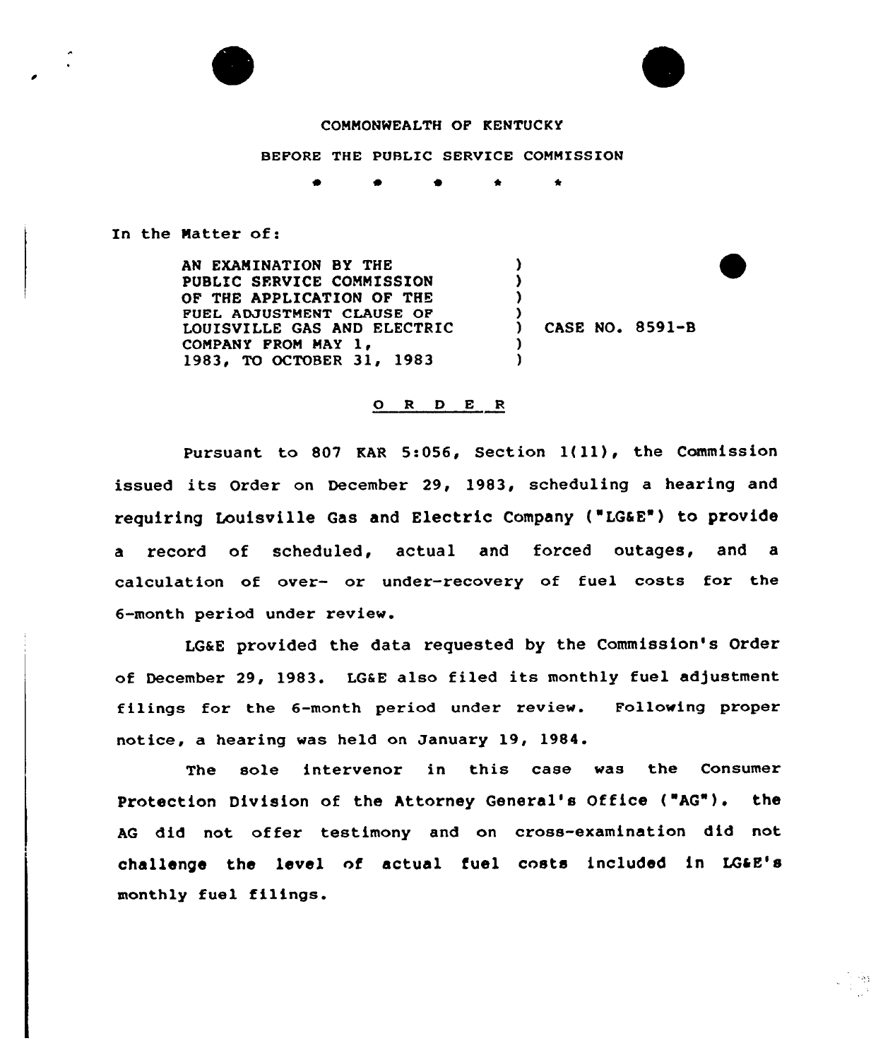COMMONWEALTH OF KENTUCKY

BEFORE THE PUBLIC SERVICE COMMISSION

\* \* \* \* \*

In the Matter of:

| | |
|---|---|
| AN EXAMINATION BY THE PUBLIC SERVICE COMMISSION OF THE APPLICATION OF THE FUEL ADJUSTMENT CLAUSE OF LOUISVILLE GAS AND ELECTRIC COMPANY FROM MAY 1, 1983, TO OCTOBER 31, 1983 | CASE NO. 8591-B |

## O R D E R

Pursuant to 807 KAR 5:056, Section 1(11), the Commission issued its Order on December 29, 1983, scheduling a hearing and requiring Louisville Gas and Electric Company ("LG&E") to provide a record of scheduled, actual and forced outages, and a calculation of over- or under-recovery of fuel costs for the 6-month period under review.

LG&E provided the data requested by the Commission's Order of December 29, 1983. LG&E also filed its monthly fuel adjustment filings for the 6-month period under review. Following proper notice, a hearing was held on January 19, 1984.

The sole intervenor in this case was the Consumer Protection Division of the Attorney General's Office ("AG"). the AG did not offer testimony and on cross-examination did not challenge the level of actual fuel costs included in LG&E's monthly fuel filings.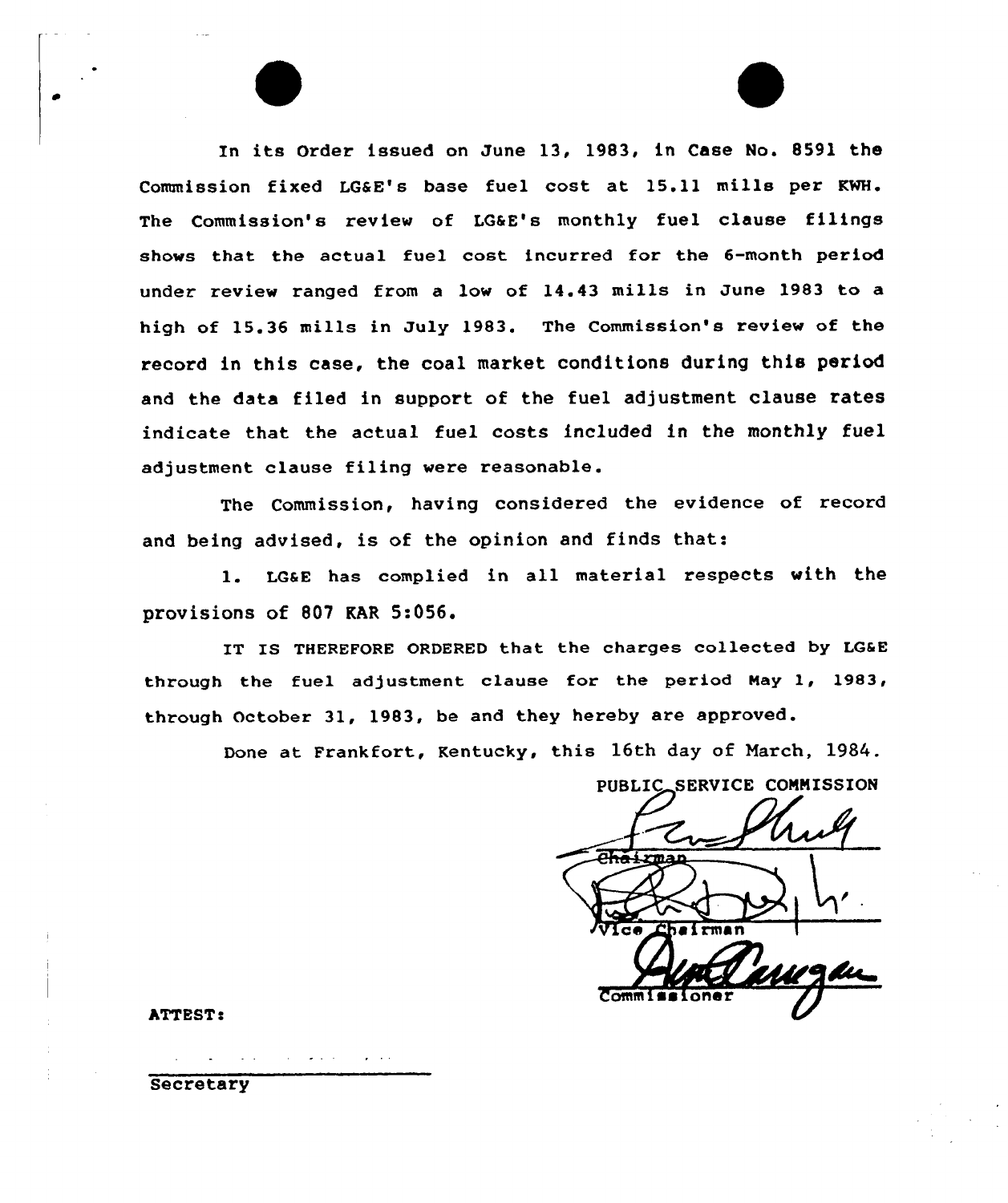In its Order issued on June 13, 1983, in Case No. 8591 the Commission fixed LG&E's base fuel cost at 15.11 mills per KWH. The Commission's review of LG&E's monthly fuel clause filings shows that the actual fuel cost incurred for the 6-month period under review ranged from a low of 14.43 mills in June 1983 to a high of 15.36 mills in July 1983. The Commission's review of the record in this case, the coal market conditions during this period and the data filed in support of the fuel adjustment clause rates indicate that the actual fuel costs included in the monthly fuel adjustment clause filing were reasonable.

The Commission, having considered the evidence of record and being advised, is of the opinion and finds that:

1. LG&E has complied in all material respects with the provisions of 807 KAR 5:056.

IT IS THEREFORE ORDERED that the charges collected by LG&E through the fuel adjustment clause for the period May 1, 1983, through October 31, 1983, be and they hereby are approved.

Done at Frankfort, Kentucky, this 16th day of March, 1984.

PUBLIC SERVICE COMMISSION

Chairman

Vice Chairman

Commissioner

ATTEST:

Secretary